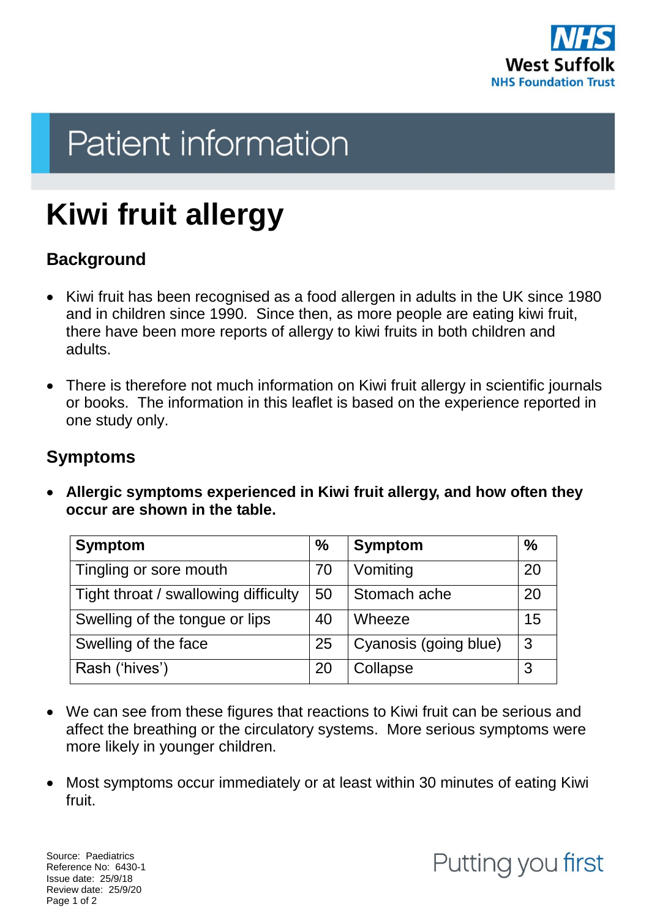Patient information

# Kiwi fruit allergy

## Background

- Kiwi fruit has been recognised as a food allergen in adults in the UK since 1980 and in children since 1990. Since then, as more people are eating kiwi fruit, there have been more reports of allergy to kiwi fruits in both children and adults.
- There is therefore not much information on Kiwi fruit allergy in scientific journals or books. The information in this leaflet is based on the experience reported in one study only.

## Symptoms

- **Allergic symptoms experienced in Kiwi fruit allergy, and how often they occur are shown in the table.**

| Symptom | % | Symptom | % |
|---|---|---|---|
| Tingling or sore mouth | 70 | Vomiting | 20 |
| Tight throat / swallowing difficulty | 50 | Stomach ache | 20 |
| Swelling of the tongue or lips | 40 | Wheeze | 15 |
| Swelling of the face | 25 | Cyanosis (going blue) | 3 |
| Rash ('hives') | 20 | Collapse | 3 |

- We can see from these figures that reactions to Kiwi fruit can be serious and affect the breathing or the circulatory systems. More serious symptoms were more likely in younger children.
- Most symptoms occur immediately or at least within 30 minutes of eating Kiwi fruit.

Source: Paediatrics
Reference No: 6430-1
Issue date: 25/9/18
Review date: 25/9/20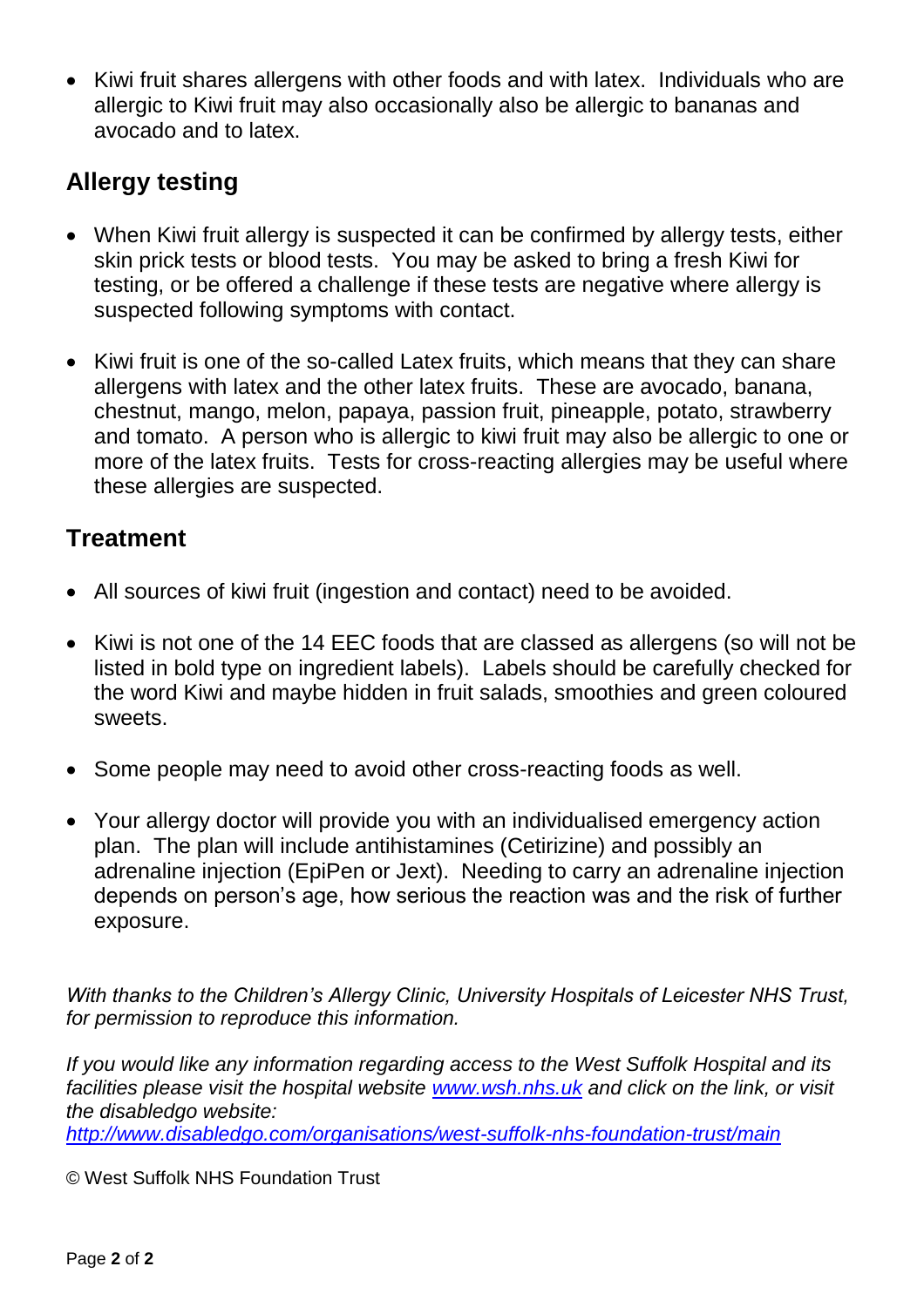- Kiwi fruit shares allergens with other foods and with latex. Individuals who are allergic to Kiwi fruit may also occasionally also be allergic to bananas and avocado and to latex.

## Allergy testing

- When Kiwi fruit allergy is suspected it can be confirmed by allergy tests, either skin prick tests or blood tests. You may be asked to bring a fresh Kiwi for testing, or be offered a challenge if these tests are negative where allergy is suspected following symptoms with contact.
- Kiwi fruit is one of the so-called Latex fruits, which means that they can share allergens with latex and the other latex fruits. These are avocado, banana, chestnut, mango, melon, papaya, passion fruit, pineapple, potato, strawberry and tomato. A person who is allergic to kiwi fruit may also be allergic to one or more of the latex fruits. Tests for cross-reacting allergies may be useful where these allergies are suspected.

## Treatment

- All sources of kiwi fruit (ingestion and contact) need to be avoided.
- Kiwi is not one of the 14 EEC foods that are classed as allergens (so will not be listed in bold type on ingredient labels). Labels should be carefully checked for the word Kiwi and maybe hidden in fruit salads, smoothies and green coloured sweets.
- Some people may need to avoid other cross-reacting foods as well.
- Your allergy doctor will provide you with an individualised emergency action plan. The plan will include antihistamines (Cetirizine) and possibly an adrenaline injection (EpiPen or Jext). Needing to carry an adrenaline injection depends on person's age, how serious the reaction was and the risk of further exposure.

*With thanks to the Children's Allergy Clinic, University Hospitals of Leicester NHS Trust, for permission to reproduce this information.*

*If you would like any information regarding access to the West Suffolk Hospital and its facilities please visit the hospital website [www.wsh.nhs.uk](http://www.wsh.nhs.uk) and click on the link, or visit the disabledgo website: [http://www.disabledgo.com/organisations/west-suffolk-nhs-foundation-trust/main](http://www.disabledgo.com/organisations/west-suffolk-nhs-foundation-trust/main)*

© West Suffolk NHS Foundation Trust